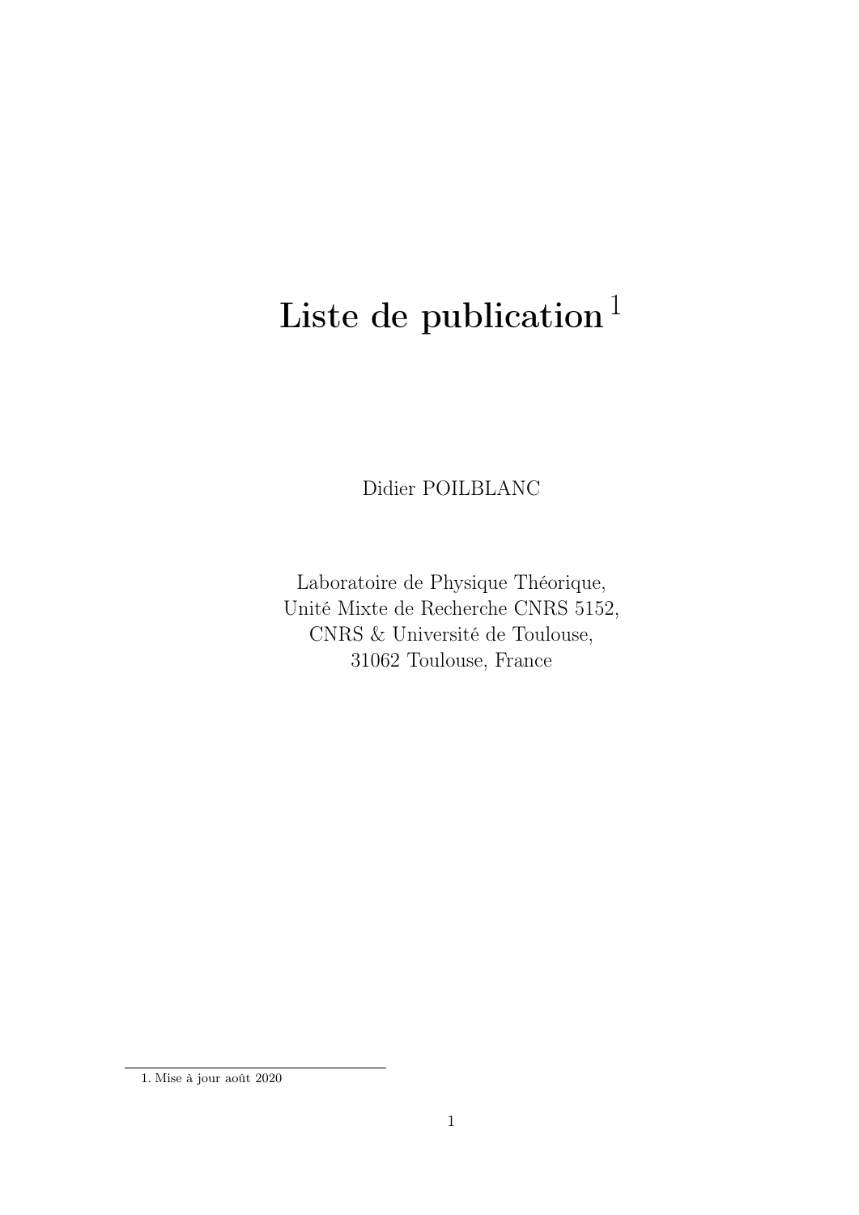# Liste de publication [1]

Didier POILBLANC

Laboratoire de Physique Théorique,
Unité Mixte de Recherche CNRS 5152,
CNRS & Université de Toulouse,
31062 Toulouse, France

[1] Mise à jour août 2020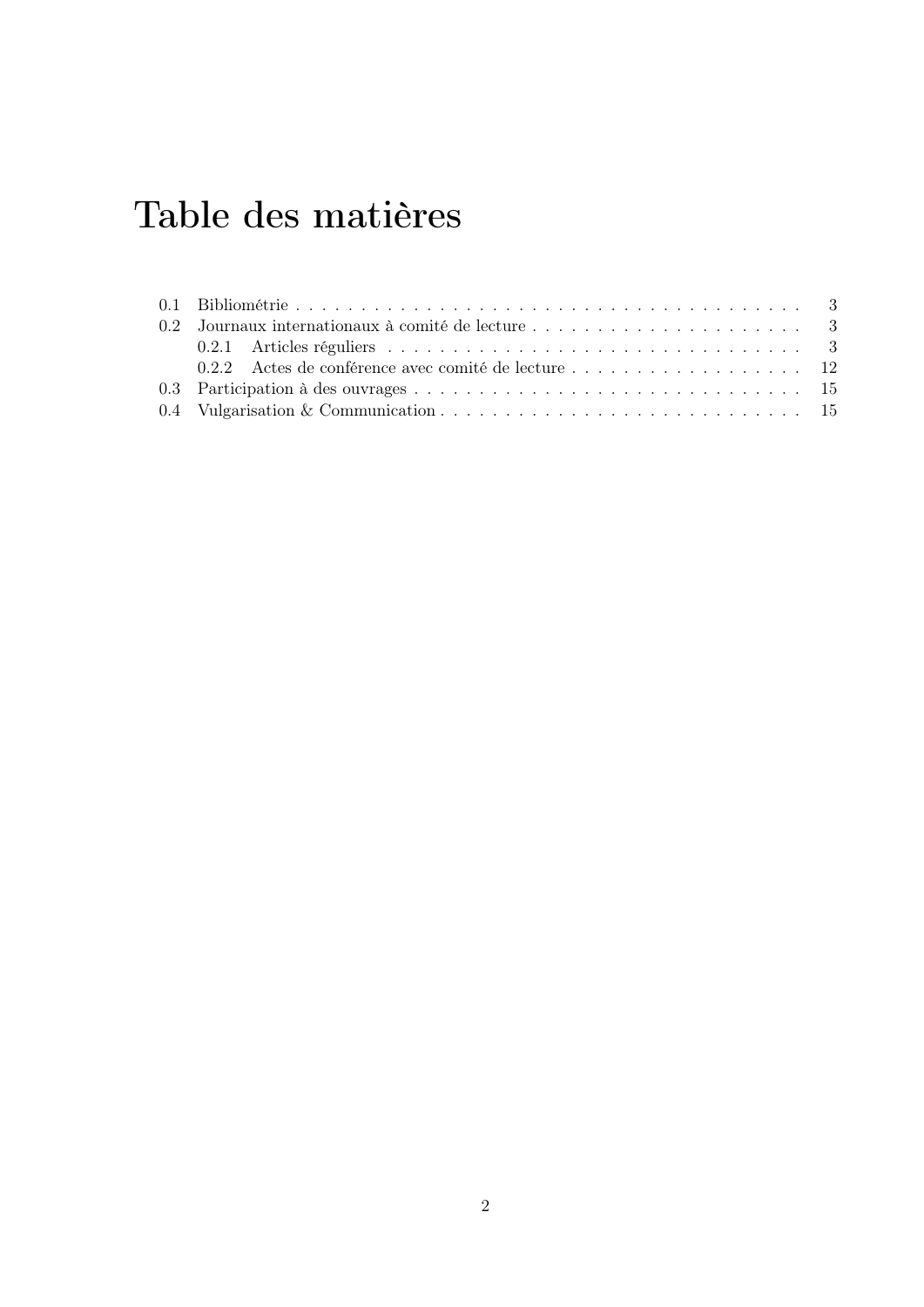# Table des matières

- 0.1 Bibliométrie . . . 3
- 0.2 Journaux internationaux à comité de lecture . . . 3
  - 0.2.1 Articles réguliers . . . 3
  - 0.2.2 Actes de conférence avec comité de lecture . . . 12
- 0.3 Participation à des ouvrages . . . 15
- 0.4 Vulgarisation & Communication . . . 15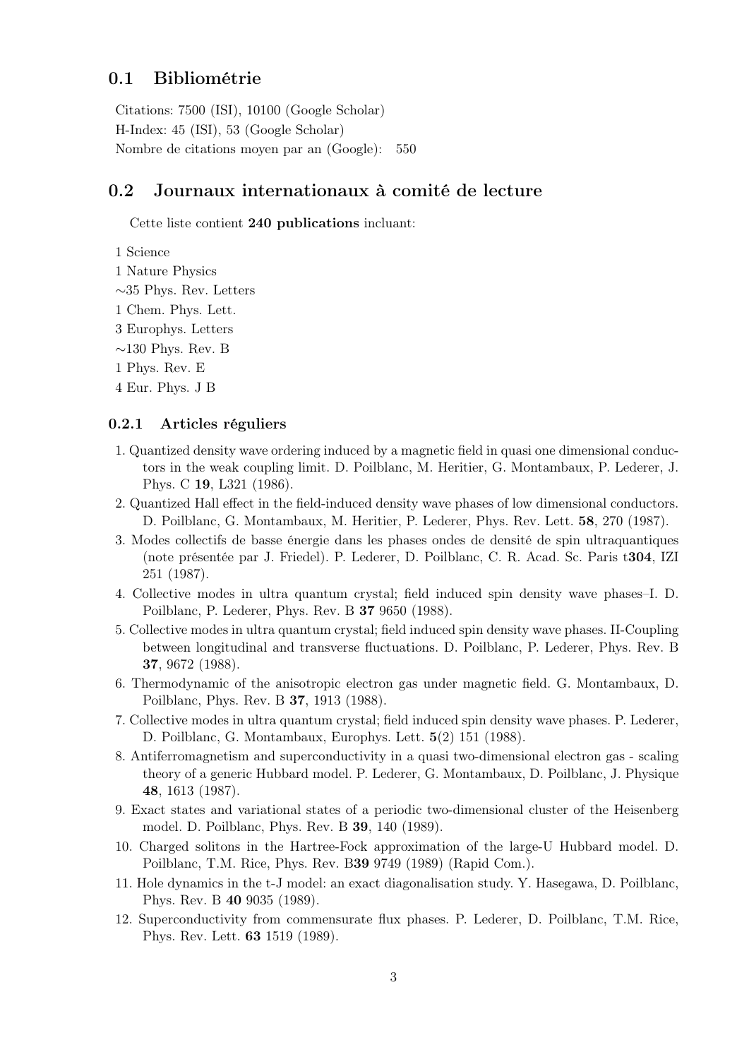## 0.1 Bibliométrie

Citations: 7500 (ISI), 10100 (Google Scholar)
H-Index: 45 (ISI), 53 (Google Scholar)
Nombre de citations moyen par an (Google): 550

## 0.2 Journaux internationaux à comité de lecture

Cette liste contient **240 publications** incluant:

1 Science
1 Nature Physics
∼35 Phys. Rev. Letters
1 Chem. Phys. Lett.
3 Europhys. Letters
∼130 Phys. Rev. B
1 Phys. Rev. E
4 Eur. Phys. J B

### 0.2.1 Articles réguliers

1. Quantized density wave ordering induced by a magnetic field in quasi one dimensional conductors in the weak coupling limit. D. Poilblanc, M. Heritier, G. Montambaux, P. Lederer, J. Phys. C **19**, L321 (1986).
2. Quantized Hall effect in the field-induced density wave phases of low dimensional conductors. D. Poilblanc, G. Montambaux, M. Heritier, P. Lederer, Phys. Rev. Lett. **58**, 270 (1987).
3. Modes collectifs de basse énergie dans les phases ondes de densité de spin ultraquantiques (note présentée par J. Friedel). P. Lederer, D. Poilblanc, C. R. Acad. Sc. Paris t**304**, IZI 251 (1987).
4. Collective modes in ultra quantum crystal; field induced spin density wave phases–I. D. Poilblanc, P. Lederer, Phys. Rev. B **37** 9650 (1988).
5. Collective modes in ultra quantum crystal; field induced spin density wave phases. II-Coupling between longitudinal and transverse fluctuations. D. Poilblanc, P. Lederer, Phys. Rev. B **37**, 9672 (1988).
6. Thermodynamic of the anisotropic electron gas under magnetic field. G. Montambaux, D. Poilblanc, Phys. Rev. B **37**, 1913 (1988).
7. Collective modes in ultra quantum crystal; field induced spin density wave phases. P. Lederer, D. Poilblanc, G. Montambaux, Europhys. Lett. **5**(2) 151 (1988).
8. Antiferromagnetism and superconductivity in a quasi two-dimensional electron gas - scaling theory of a generic Hubbard model. P. Lederer, G. Montambaux, D. Poilblanc, J. Physique **48**, 1613 (1987).
9. Exact states and variational states of a periodic two-dimensional cluster of the Heisenberg model. D. Poilblanc, Phys. Rev. B **39**, 140 (1989).
10. Charged solitons in the Hartree-Fock approximation of the large-U Hubbard model. D. Poilblanc, T.M. Rice, Phys. Rev. B**39** 9749 (1989) (Rapid Com.).
11. Hole dynamics in the t-J model: an exact diagonalisation study. Y. Hasegawa, D. Poilblanc, Phys. Rev. B **40** 9035 (1989).
12. Superconductivity from commensurate flux phases. P. Lederer, D. Poilblanc, T.M. Rice, Phys. Rev. Lett. **63** 1519 (1989).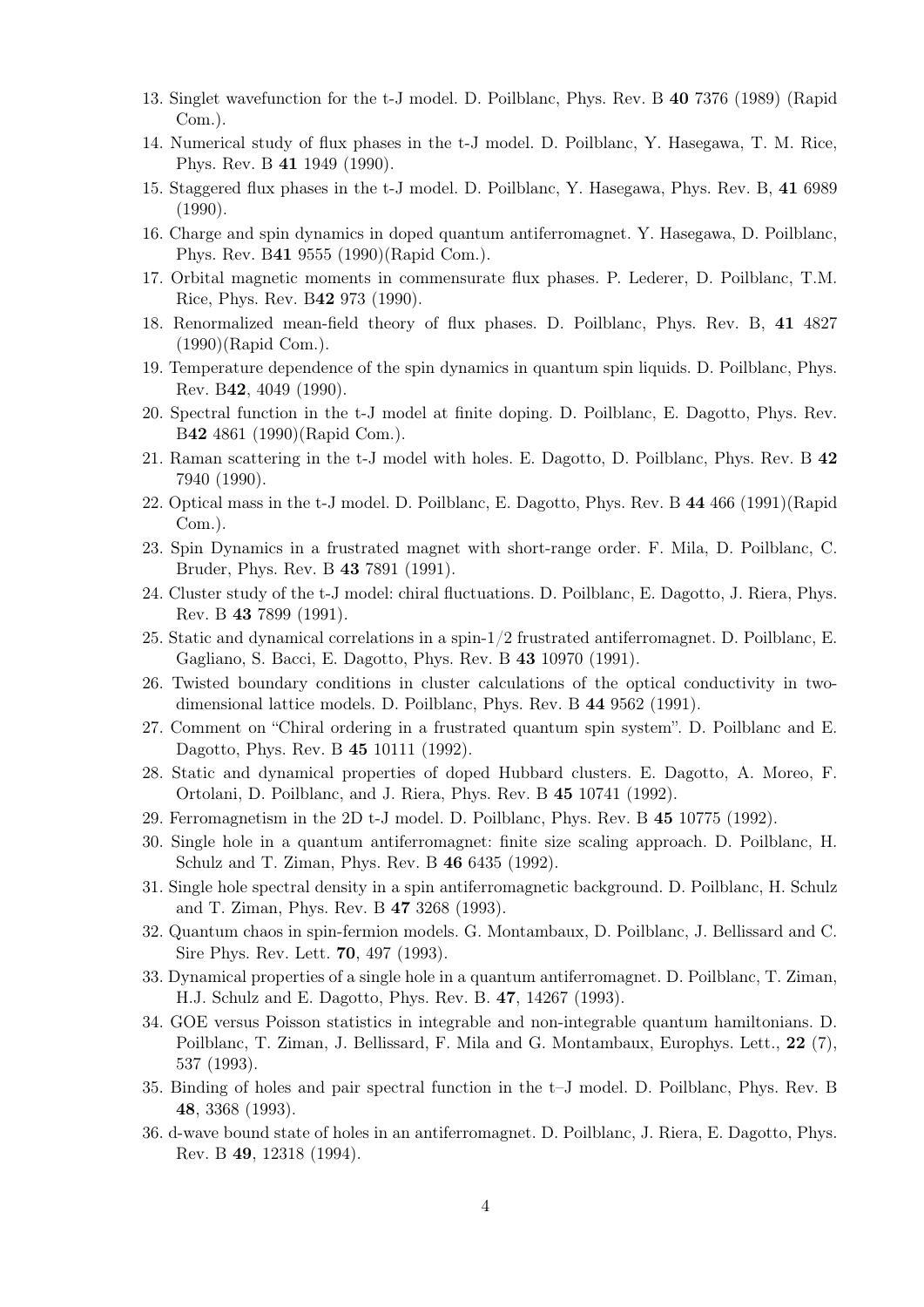13. Singlet wavefunction for the t-J model. D. Poilblanc, Phys. Rev. B **40** 7376 (1989) (Rapid Com.).
14. Numerical study of flux phases in the t-J model. D. Poilblanc, Y. Hasegawa, T. M. Rice, Phys. Rev. B **41** 1949 (1990).
15. Staggered flux phases in the t-J model. D. Poilblanc, Y. Hasegawa, Phys. Rev. B, **41** 6989 (1990).
16. Charge and spin dynamics in doped quantum antiferromagnet. Y. Hasegawa, D. Poilblanc, Phys. Rev. B**41** 9555 (1990)(Rapid Com.).
17. Orbital magnetic moments in commensurate flux phases. P. Lederer, D. Poilblanc, T.M. Rice, Phys. Rev. B**42** 973 (1990).
18. Renormalized mean-field theory of flux phases. D. Poilblanc, Phys. Rev. B, **41** 4827 (1990)(Rapid Com.).
19. Temperature dependence of the spin dynamics in quantum spin liquids. D. Poilblanc, Phys. Rev. B**42**, 4049 (1990).
20. Spectral function in the t-J model at finite doping. D. Poilblanc, E. Dagotto, Phys. Rev. B**42** 4861 (1990)(Rapid Com.).
21. Raman scattering in the t-J model with holes. E. Dagotto, D. Poilblanc, Phys. Rev. B **42** 7940 (1990).
22. Optical mass in the t-J model. D. Poilblanc, E. Dagotto, Phys. Rev. B **44** 466 (1991)(Rapid Com.).
23. Spin Dynamics in a frustrated magnet with short-range order. F. Mila, D. Poilblanc, C. Bruder, Phys. Rev. B **43** 7891 (1991).
24. Cluster study of the t-J model: chiral fluctuations. D. Poilblanc, E. Dagotto, J. Riera, Phys. Rev. B **43** 7899 (1991).
25. Static and dynamical correlations in a spin-1/2 frustrated antiferromagnet. D. Poilblanc, E. Gagliano, S. Bacci, E. Dagotto, Phys. Rev. B **43** 10970 (1991).
26. Twisted boundary conditions in cluster calculations of the optical conductivity in two-dimensional lattice models. D. Poilblanc, Phys. Rev. B **44** 9562 (1991).
27. Comment on "Chiral ordering in a frustrated quantum spin system". D. Poilblanc and E. Dagotto, Phys. Rev. B **45** 10111 (1992).
28. Static and dynamical properties of doped Hubbard clusters. E. Dagotto, A. Moreo, F. Ortolani, D. Poilblanc, and J. Riera, Phys. Rev. B **45** 10741 (1992).
29. Ferromagnetism in the 2D t-J model. D. Poilblanc, Phys. Rev. B **45** 10775 (1992).
30. Single hole in a quantum antiferromagnet: finite size scaling approach. D. Poilblanc, H. Schulz and T. Ziman, Phys. Rev. B **46** 6435 (1992).
31. Single hole spectral density in a spin antiferromagnetic background. D. Poilblanc, H. Schulz and T. Ziman, Phys. Rev. B **47** 3268 (1993).
32. Quantum chaos in spin-fermion models. G. Montambaux, D. Poilblanc, J. Bellissard and C. Sire Phys. Rev. Lett. **70**, 497 (1993).
33. Dynamical properties of a single hole in a quantum antiferromagnet. D. Poilblanc, T. Ziman, H.J. Schulz and E. Dagotto, Phys. Rev. B. **47**, 14267 (1993).
34. GOE versus Poisson statistics in integrable and non-integrable quantum hamiltonians. D. Poilblanc, T. Ziman, J. Bellissard, F. Mila and G. Montambaux, Europhys. Lett., **22** (7), 537 (1993).
35. Binding of holes and pair spectral function in the t–J model. D. Poilblanc, Phys. Rev. B **48**, 3368 (1993).
36. d-wave bound state of holes in an antiferromagnet. D. Poilblanc, J. Riera, E. Dagotto, Phys. Rev. B **49**, 12318 (1994).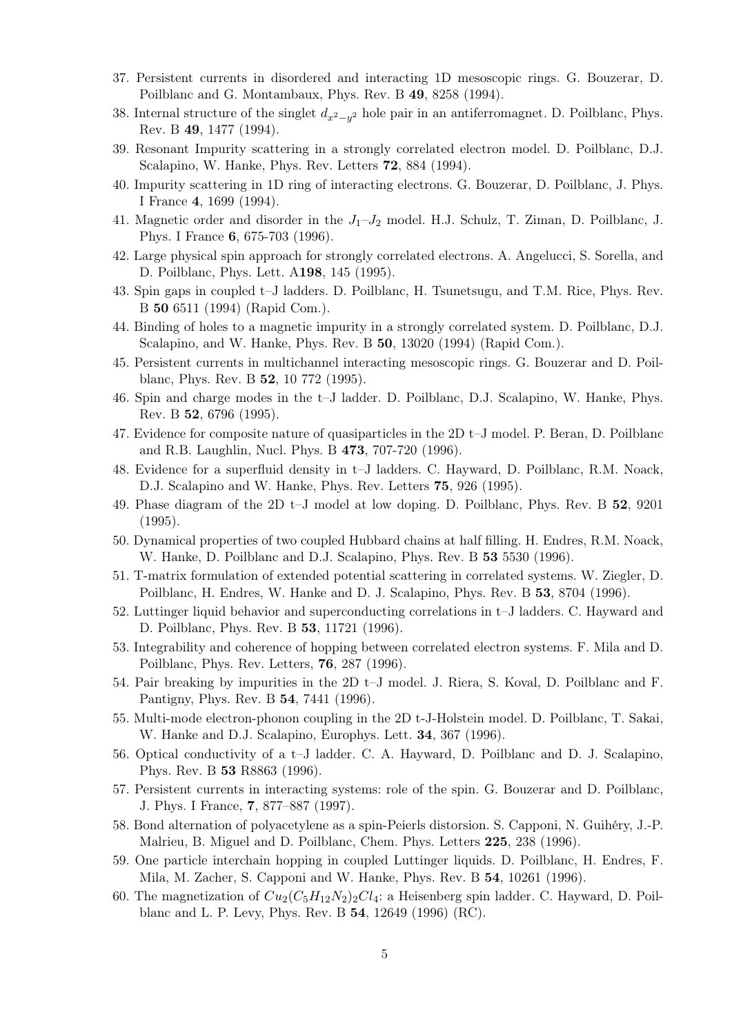37. Persistent currents in disordered and interacting 1D mesoscopic rings. G. Bouzerar, D. Poilblanc and G. Montambaux, Phys. Rev. B **49**, 8258 (1994).
38. Internal structure of the singlet $d_{x^2-y^2}$ hole pair in an antiferromagnet. D. Poilblanc, Phys. Rev. B **49**, 1477 (1994).
39. Resonant Impurity scattering in a strongly correlated electron model. D. Poilblanc, D.J. Scalapino, W. Hanke, Phys. Rev. Letters **72**, 884 (1994).
40. Impurity scattering in 1D ring of interacting electrons. G. Bouzerar, D. Poilblanc, J. Phys. I France **4**, 1699 (1994).
41. Magnetic order and disorder in the $J_1$–$J_2$ model. H.J. Schulz, T. Ziman, D. Poilblanc, J. Phys. I France **6**, 675-703 (1996).
42. Large physical spin approach for strongly correlated electrons. A. Angelucci, S. Sorella, and D. Poilblanc, Phys. Lett. A**198**, 145 (1995).
43. Spin gaps in coupled t–J ladders. D. Poilblanc, H. Tsunetsugu, and T.M. Rice, Phys. Rev. B **50** 6511 (1994) (Rapid Com.).
44. Binding of holes to a magnetic impurity in a strongly correlated system. D. Poilblanc, D.J. Scalapino, and W. Hanke, Phys. Rev. B **50**, 13020 (1994) (Rapid Com.).
45. Persistent currents in multichannel interacting mesoscopic rings. G. Bouzerar and D. Poilblanc, Phys. Rev. B **52**, 10 772 (1995).
46. Spin and charge modes in the t–J ladder. D. Poilblanc, D.J. Scalapino, W. Hanke, Phys. Rev. B **52**, 6796 (1995).
47. Evidence for composite nature of quasiparticles in the 2D t–J model. P. Beran, D. Poilblanc and R.B. Laughlin, Nucl. Phys. B **473**, 707-720 (1996).
48. Evidence for a superfluid density in t–J ladders. C. Hayward, D. Poilblanc, R.M. Noack, D.J. Scalapino and W. Hanke, Phys. Rev. Letters **75**, 926 (1995).
49. Phase diagram of the 2D t–J model at low doping. D. Poilblanc, Phys. Rev. B **52**, 9201 (1995).
50. Dynamical properties of two coupled Hubbard chains at half filling. H. Endres, R.M. Noack, W. Hanke, D. Poilblanc and D.J. Scalapino, Phys. Rev. B **53** 5530 (1996).
51. T-matrix formulation of extended potential scattering in correlated systems. W. Ziegler, D. Poilblanc, H. Endres, W. Hanke and D. J. Scalapino, Phys. Rev. B **53**, 8704 (1996).
52. Luttinger liquid behavior and superconducting correlations in t–J ladders. C. Hayward and D. Poilblanc, Phys. Rev. B **53**, 11721 (1996).
53. Integrability and coherence of hopping between correlated electron systems. F. Mila and D. Poilblanc, Phys. Rev. Letters, **76**, 287 (1996).
54. Pair breaking by impurities in the 2D t–J model. J. Riera, S. Koval, D. Poilblanc and F. Pantigny, Phys. Rev. B **54**, 7441 (1996).
55. Multi-mode electron-phonon coupling in the 2D t-J-Holstein model. D. Poilblanc, T. Sakai, W. Hanke and D.J. Scalapino, Europhys. Lett. **34**, 367 (1996).
56. Optical conductivity of a t–J ladder. C. A. Hayward, D. Poilblanc and D. J. Scalapino, Phys. Rev. B **53** R8863 (1996).
57. Persistent currents in interacting systems: role of the spin. G. Bouzerar and D. Poilblanc, J. Phys. I France, **7**, 877–887 (1997).
58. Bond alternation of polyacetylene as a spin-Peierls distorsion. S. Capponi, N. Guihéry, J.-P. Malrieu, B. Miguel and D. Poilblanc, Chem. Phys. Letters **225**, 238 (1996).
59. One particle interchain hopping in coupled Luttinger liquids. D. Poilblanc, H. Endres, F. Mila, M. Zacher, S. Capponi and W. Hanke, Phys. Rev. B **54**, 10261 (1996).
60. The magnetization of $Cu_2(C_5H_{12}N_2)_2Cl_4$: a Heisenberg spin ladder. C. Hayward, D. Poilblanc and L. P. Levy, Phys. Rev. B **54**, 12649 (1996) (RC).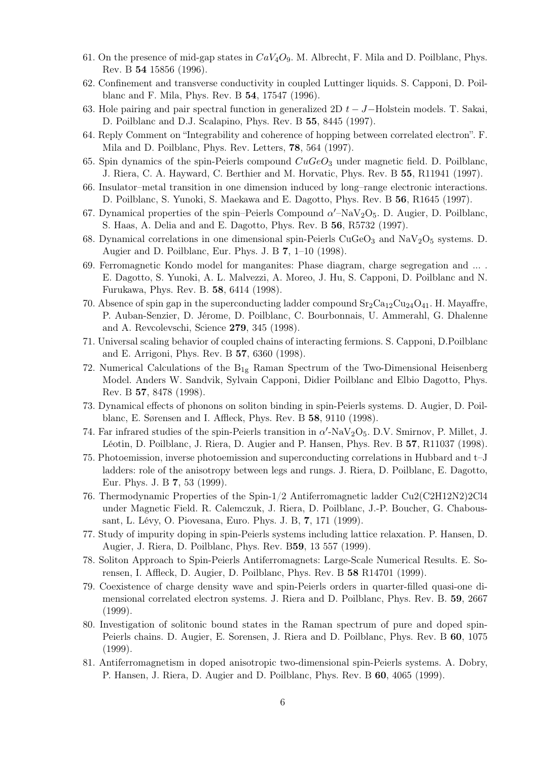61. On the presence of mid-gap states in $CaV_4O_9$. M. Albrecht, F. Mila and D. Poilblanc, Phys. Rev. B **54** 15856 (1996).
62. Confinement and transverse conductivity in coupled Luttinger liquids. S. Capponi, D. Poilblanc and F. Mila, Phys. Rev. B **54**, 17547 (1996).
63. Hole pairing and pair spectral function in generalized 2D $t-J-$Holstein models. T. Sakai, D. Poilblanc and D.J. Scalapino, Phys. Rev. B **55**, 8445 (1997).
64. Reply Comment on "Integrability and coherence of hopping between correlated electron". F. Mila and D. Poilblanc, Phys. Rev. Letters, **78**, 564 (1997).
65. Spin dynamics of the spin-Peierls compound $CuGeO_3$ under magnetic field. D. Poilblanc, J. Riera, C. A. Hayward, C. Berthier and M. Horvatic, Phys. Rev. B **55**, R11941 (1997).
66. Insulator–metal transition in one dimension induced by long–range electronic interactions. D. Poilblanc, S. Yunoki, S. Maekawa and E. Dagotto, Phys. Rev. B **56**, R1645 (1997).
67. Dynamical properties of the spin–Peierls Compound $\alpha'$–$NaV_2O_5$. D. Augier, D. Poilblanc, S. Haas, A. Delia and and E. Dagotto, Phys. Rev. B **56**, R5732 (1997).
68. Dynamical correlations in one dimensional spin-Peierls $CuGeO_3$ and $NaV_2O_5$ systems. D. Augier and D. Poilblanc, Eur. Phys. J. B **7**, 1–10 (1998).
69. Ferromagnetic Kondo model for manganites: Phase diagram, charge segregation and ... . E. Dagotto, S. Yunoki, A. L. Malvezzi, A. Moreo, J. Hu, S. Capponi, D. Poilblanc and N. Furukawa, Phys. Rev. B. **58**, 6414 (1998).
70. Absence of spin gap in the superconducting ladder compound $Sr_2Ca_{12}Cu_{24}O_{41}$. H. Mayaffre, P. Auban-Senzier, D. Jérome, D. Poilblanc, C. Bourbonnais, U. Ammerahl, G. Dhalenne and A. Revcolevschi, Science **279**, 345 (1998).
71. Universal scaling behavior of coupled chains of interacting fermions. S. Capponi, D.Poilblanc and E. Arrigoni, Phys. Rev. B **57**, 6360 (1998).
72. Numerical Calculations of the $B_{1g}$ Raman Spectrum of the Two-Dimensional Heisenberg Model. Anders W. Sandvik, Sylvain Capponi, Didier Poilblanc and Elbio Dagotto, Phys. Rev. B **57**, 8478 (1998).
73. Dynamical effects of phonons on soliton binding in spin-Peierls systems. D. Augier, D. Poilblanc, E. Sørensen and I. Affleck, Phys. Rev. B **58**, 9110 (1998).
74. Far infrared studies of the spin-Peierls transition in $\alpha'$-$NaV_2O_5$. D.V. Smirnov, P. Millet, J. Léotin, D. Poilblanc, J. Riera, D. Augier and P. Hansen, Phys. Rev. B **57**, R11037 (1998).
75. Photoemission, inverse photoemission and superconducting correlations in Hubbard and t–J ladders: role of the anisotropy between legs and rungs. J. Riera, D. Poilblanc, E. Dagotto, Eur. Phys. J. B **7**, 53 (1999).
76. Thermodynamic Properties of the Spin-1/2 Antiferromagnetic ladder Cu2(C2H12N2)2Cl4 under Magnetic Field. R. Calemczuk, J. Riera, D. Poilblanc, J.-P. Boucher, G. Chaboussant, L. Lévy, O. Piovesana, Euro. Phys. J. B, **7**, 171 (1999).
77. Study of impurity doping in spin-Peierls systems including lattice relaxation. P. Hansen, D. Augier, J. Riera, D. Poilblanc, Phys. Rev. B**59**, 13 557 (1999).
78. Soliton Approach to Spin-Peierls Antiferromagnets: Large-Scale Numerical Results. E. Sorensen, I. Affleck, D. Augier, D. Poilblanc, Phys. Rev. B **58** R14701 (1999).
79. Coexistence of charge density wave and spin-Peierls orders in quarter-filled quasi-one dimensional correlated electron systems. J. Riera and D. Poilblanc, Phys. Rev. B. **59**, 2667 (1999).
80. Investigation of solitonic bound states in the Raman spectrum of pure and doped spin-Peierls chains. D. Augier, E. Sorensen, J. Riera and D. Poilblanc, Phys. Rev. B **60**, 1075 (1999).
81. Antiferromagnetism in doped anisotropic two-dimensional spin-Peierls systems. A. Dobry, P. Hansen, J. Riera, D. Augier and D. Poilblanc, Phys. Rev. B **60**, 4065 (1999).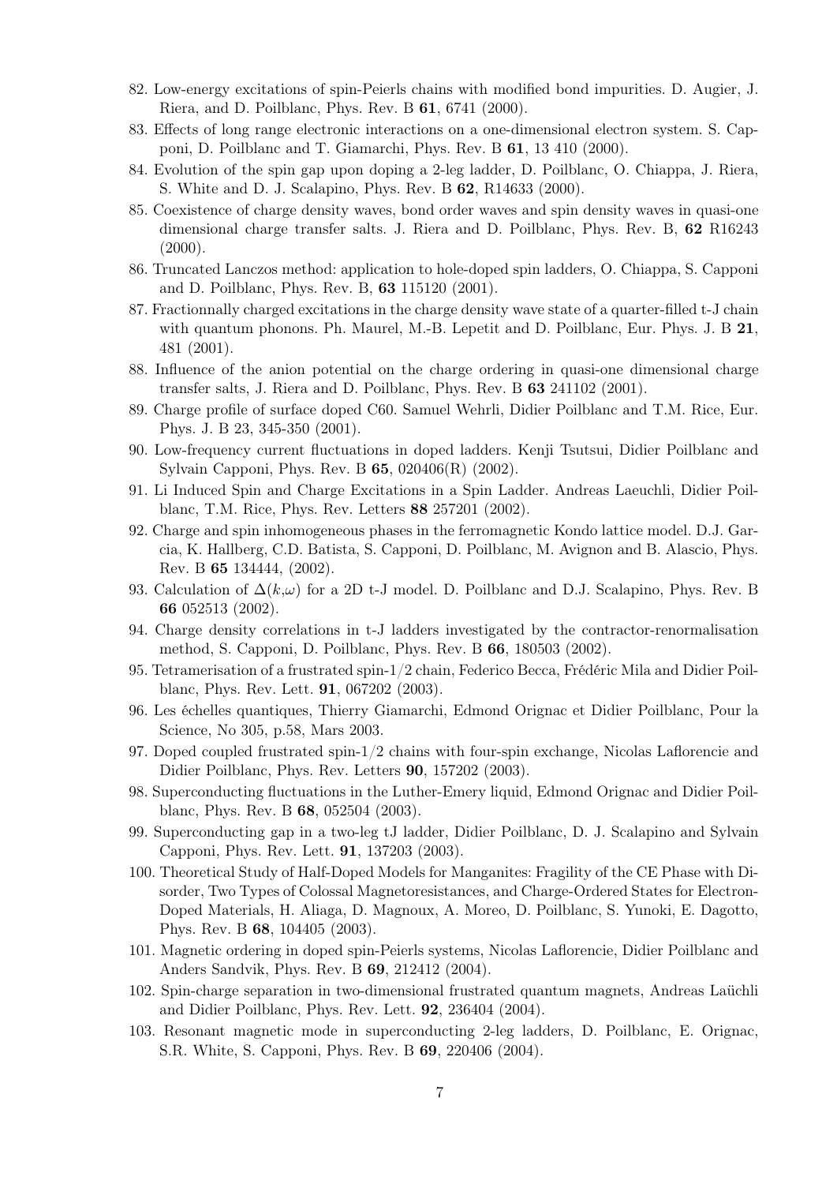82. Low-energy excitations of spin-Peierls chains with modified bond impurities. D. Augier, J. Riera, and D. Poilblanc, Phys. Rev. B **61**, 6741 (2000).
83. Effects of long range electronic interactions on a one-dimensional electron system. S. Capponi, D. Poilblanc and T. Giamarchi, Phys. Rev. B **61**, 13 410 (2000).
84. Evolution of the spin gap upon doping a 2-leg ladder, D. Poilblanc, O. Chiappa, J. Riera, S. White and D. J. Scalapino, Phys. Rev. B **62**, R14633 (2000).
85. Coexistence of charge density waves, bond order waves and spin density waves in quasi-one dimensional charge transfer salts. J. Riera and D. Poilblanc, Phys. Rev. B, **62** R16243 (2000).
86. Truncated Lanczos method: application to hole-doped spin ladders, O. Chiappa, S. Capponi and D. Poilblanc, Phys. Rev. B, **63** 115120 (2001).
87. Fractionnally charged excitations in the charge density wave state of a quarter-filled t-J chain with quantum phonons. Ph. Maurel, M.-B. Lepetit and D. Poilblanc, Eur. Phys. J. B **21**, 481 (2001).
88. Influence of the anion potential on the charge ordering in quasi-one dimensional charge transfer salts, J. Riera and D. Poilblanc, Phys. Rev. B **63** 241102 (2001).
89. Charge profile of surface doped C60. Samuel Wehrli, Didier Poilblanc and T.M. Rice, Eur. Phys. J. B 23, 345-350 (2001).
90. Low-frequency current fluctuations in doped ladders. Kenji Tsutsui, Didier Poilblanc and Sylvain Capponi, Phys. Rev. B **65**, 020406(R) (2002).
91. Li Induced Spin and Charge Excitations in a Spin Ladder. Andreas Laeuchli, Didier Poilblanc, T.M. Rice, Phys. Rev. Letters **88** 257201 (2002).
92. Charge and spin inhomogeneous phases in the ferromagnetic Kondo lattice model. D.J. Garcia, K. Hallberg, C.D. Batista, S. Capponi, D. Poilblanc, M. Avignon and B. Alascio, Phys. Rev. B **65** 134444, (2002).
93. Calculation of $\Delta(k,\omega)$ for a 2D t-J model. D. Poilblanc and D.J. Scalapino, Phys. Rev. B **66** 052513 (2002).
94. Charge density correlations in t-J ladders investigated by the contractor-renormalisation method, S. Capponi, D. Poilblanc, Phys. Rev. B **66**, 180503 (2002).
95. Tetramerisation of a frustrated spin-1/2 chain, Federico Becca, Frédéric Mila and Didier Poilblanc, Phys. Rev. Lett. **91**, 067202 (2003).
96. Les échelles quantiques, Thierry Giamarchi, Edmond Orignac et Didier Poilblanc, Pour la Science, No 305, p.58, Mars 2003.
97. Doped coupled frustrated spin-1/2 chains with four-spin exchange, Nicolas Laflorencie and Didier Poilblanc, Phys. Rev. Letters **90**, 157202 (2003).
98. Superconducting fluctuations in the Luther-Emery liquid, Edmond Orignac and Didier Poilblanc, Phys. Rev. B **68**, 052504 (2003).
99. Superconducting gap in a two-leg tJ ladder, Didier Poilblanc, D. J. Scalapino and Sylvain Capponi, Phys. Rev. Lett. **91**, 137203 (2003).
100. Theoretical Study of Half-Doped Models for Manganites: Fragility of the CE Phase with Disorder, Two Types of Colossal Magnetoresistances, and Charge-Ordered States for Electron-Doped Materials, H. Aliaga, D. Magnoux, A. Moreo, D. Poilblanc, S. Yunoki, E. Dagotto, Phys. Rev. B **68**, 104405 (2003).
101. Magnetic ordering in doped spin-Peierls systems, Nicolas Laflorencie, Didier Poilblanc and Anders Sandvik, Phys. Rev. B **69**, 212412 (2004).
102. Spin-charge separation in two-dimensional frustrated quantum magnets, Andreas Laüchli and Didier Poilblanc, Phys. Rev. Lett. **92**, 236404 (2004).
103. Resonant magnetic mode in superconducting 2-leg ladders, D. Poilblanc, E. Orignac, S.R. White, S. Capponi, Phys. Rev. B **69**, 220406 (2004).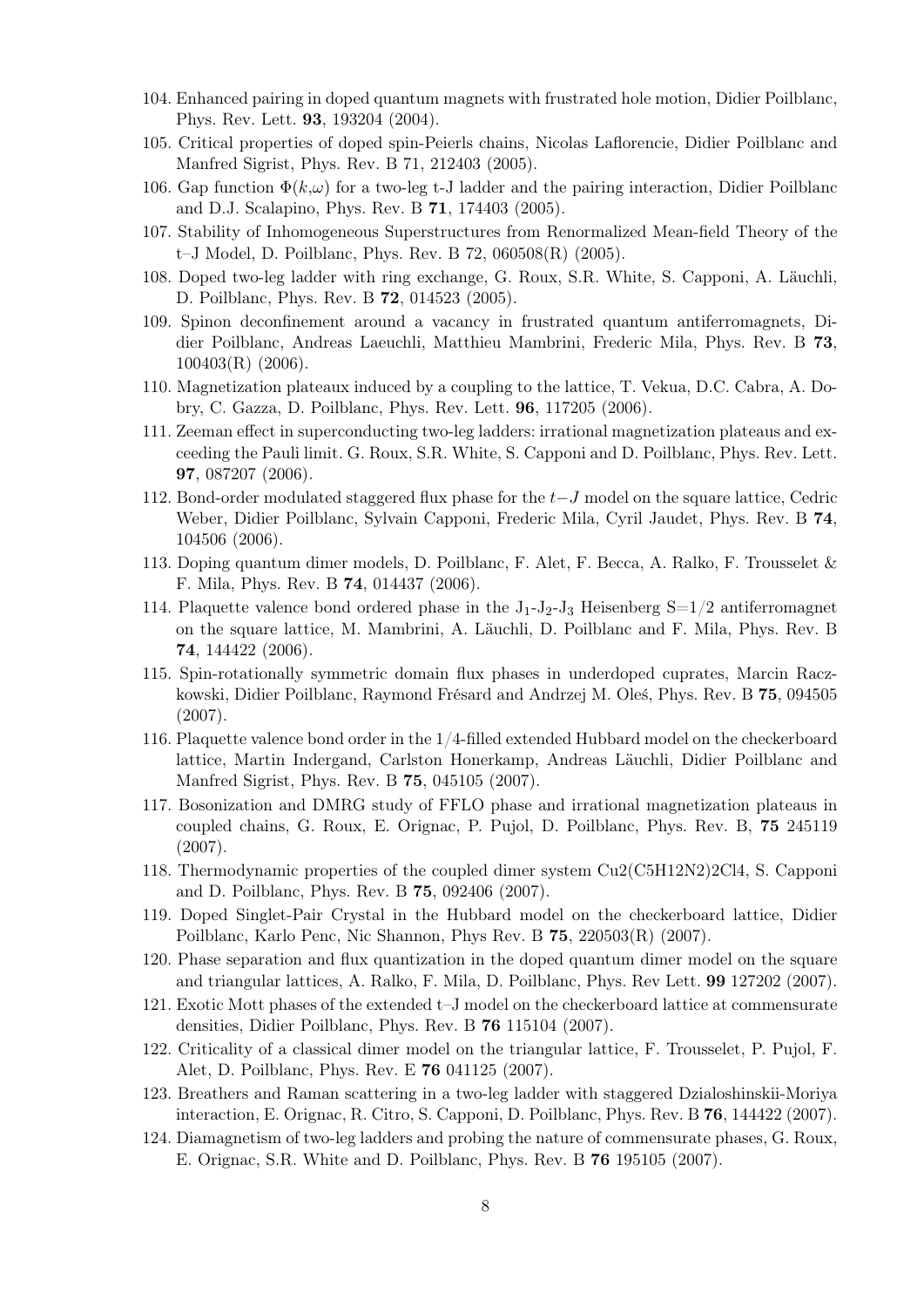104. Enhanced pairing in doped quantum magnets with frustrated hole motion, Didier Poilblanc, Phys. Rev. Lett. **93**, 193204 (2004).
105. Critical properties of doped spin-Peierls chains, Nicolas Laflorencie, Didier Poilblanc and Manfred Sigrist, Phys. Rev. B 71, 212403 (2005).
106. Gap function $\Phi(k,\omega)$ for a two-leg t-J ladder and the pairing interaction, Didier Poilblanc and D.J. Scalapino, Phys. Rev. B **71**, 174403 (2005).
107. Stability of Inhomogeneous Superstructures from Renormalized Mean-field Theory of the t–J Model, D. Poilblanc, Phys. Rev. B 72, 060508(R) (2005).
108. Doped two-leg ladder with ring exchange, G. Roux, S.R. White, S. Capponi, A. Läuchli, D. Poilblanc, Phys. Rev. B **72**, 014523 (2005).
109. Spinon deconfinement around a vacancy in frustrated quantum antiferromagnets, Didier Poilblanc, Andreas Laeuchli, Matthieu Mambrini, Frederic Mila, Phys. Rev. B **73**, 100403(R) (2006).
110. Magnetization plateaux induced by a coupling to the lattice, T. Vekua, D.C. Cabra, A. Dobry, C. Gazza, D. Poilblanc, Phys. Rev. Lett. **96**, 117205 (2006).
111. Zeeman effect in superconducting two-leg ladders: irrational magnetization plateaus and exceeding the Pauli limit. G. Roux, S.R. White, S. Capponi and D. Poilblanc, Phys. Rev. Lett. **97**, 087207 (2006).
112. Bond-order modulated staggered flux phase for the $t-J$ model on the square lattice, Cedric Weber, Didier Poilblanc, Sylvain Capponi, Frederic Mila, Cyril Jaudet, Phys. Rev. B **74**, 104506 (2006).
113. Doping quantum dimer models, D. Poilblanc, F. Alet, F. Becca, A. Ralko, F. Trousselet & F. Mila, Phys. Rev. B **74**, 014437 (2006).
114. Plaquette valence bond ordered phase in the $J_1$-$J_2$-$J_3$ Heisenberg S=1/2 antiferromagnet on the square lattice, M. Mambrini, A. Läuchli, D. Poilblanc and F. Mila, Phys. Rev. B **74**, 144422 (2006).
115. Spin-rotationally symmetric domain flux phases in underdoped cuprates, Marcin Raczkowski, Didier Poilblanc, Raymond Frésard and Andrzej M. Oleś, Phys. Rev. B **75**, 094505 (2007).
116. Plaquette valence bond order in the 1/4-filled extended Hubbard model on the checkerboard lattice, Martin Indergand, Carlston Honerkamp, Andreas Läuchli, Didier Poilblanc and Manfred Sigrist, Phys. Rev. B **75**, 045105 (2007).
117. Bosonization and DMRG study of FFLO phase and irrational magnetization plateaus in coupled chains, G. Roux, E. Orignac, P. Pujol, D. Poilblanc, Phys. Rev. B, **75** 245119 (2007).
118. Thermodynamic properties of the coupled dimer system Cu2(C5H12N2)2Cl4, S. Capponi and D. Poilblanc, Phys. Rev. B **75**, 092406 (2007).
119. Doped Singlet-Pair Crystal in the Hubbard model on the checkerboard lattice, Didier Poilblanc, Karlo Penc, Nic Shannon, Phys Rev. B **75**, 220503(R) (2007).
120. Phase separation and flux quantization in the doped quantum dimer model on the square and triangular lattices, A. Ralko, F. Mila, D. Poilblanc, Phys. Rev Lett. **99** 127202 (2007).
121. Exotic Mott phases of the extended t–J model on the checkerboard lattice at commensurate densities, Didier Poilblanc, Phys. Rev. B **76** 115104 (2007).
122. Criticality of a classical dimer model on the triangular lattice, F. Trousselet, P. Pujol, F. Alet, D. Poilblanc, Phys. Rev. E **76** 041125 (2007).
123. Breathers and Raman scattering in a two-leg ladder with staggered Dzialoshinskii-Moriya interaction, E. Orignac, R. Citro, S. Capponi, D. Poilblanc, Phys. Rev. B **76**, 144422 (2007).
124. Diamagnetism of two-leg ladders and probing the nature of commensurate phases, G. Roux, E. Orignac, S.R. White and D. Poilblanc, Phys. Rev. B **76** 195105 (2007).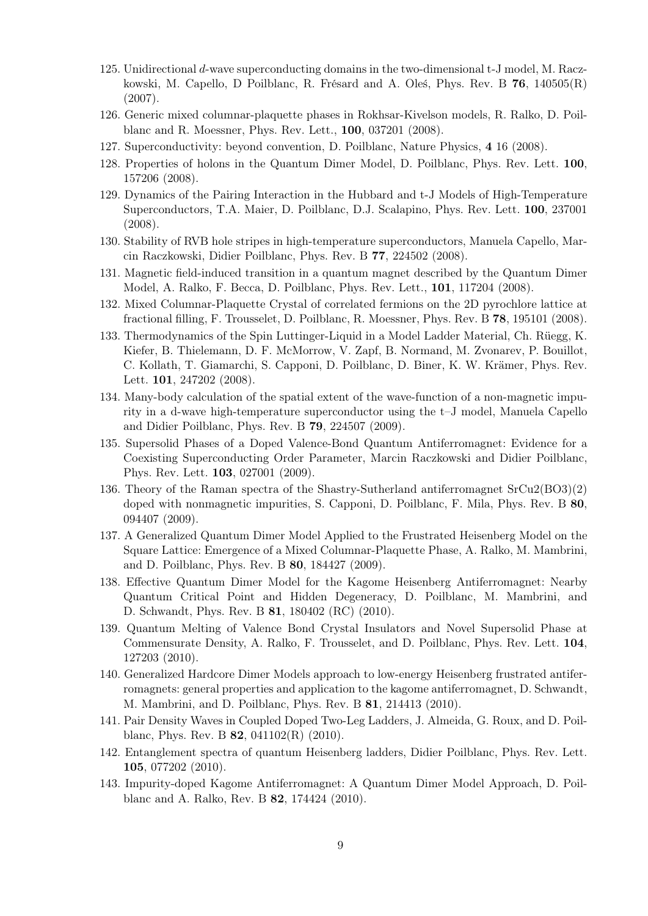125. Unidirectional $d$-wave superconducting domains in the two-dimensional t-J model, M. Raczkowski, M. Capello, D Poilblanc, R. Frésard and A. Oleś, Phys. Rev. B **76**, 140505(R) (2007).
126. Generic mixed columnar-plaquette phases in Rokhsar-Kivelson models, R. Ralko, D. Poilblanc and R. Moessner, Phys. Rev. Lett., **100**, 037201 (2008).
127. Superconductivity: beyond convention, D. Poilblanc, Nature Physics, **4** 16 (2008).
128. Properties of holons in the Quantum Dimer Model, D. Poilblanc, Phys. Rev. Lett. **100**, 157206 (2008).
129. Dynamics of the Pairing Interaction in the Hubbard and t-J Models of High-Temperature Superconductors, T.A. Maier, D. Poilblanc, D.J. Scalapino, Phys. Rev. Lett. **100**, 237001 (2008).
130. Stability of RVB hole stripes in high-temperature superconductors, Manuela Capello, Marcin Raczkowski, Didier Poilblanc, Phys. Rev. B **77**, 224502 (2008).
131. Magnetic field-induced transition in a quantum magnet described by the Quantum Dimer Model, A. Ralko, F. Becca, D. Poilblanc, Phys. Rev. Lett., **101**, 117204 (2008).
132. Mixed Columnar-Plaquette Crystal of correlated fermions on the 2D pyrochlore lattice at fractional filling, F. Trousselet, D. Poilblanc, R. Moessner, Phys. Rev. B **78**, 195101 (2008).
133. Thermodynamics of the Spin Luttinger-Liquid in a Model Ladder Material, Ch. Rüegg, K. Kiefer, B. Thielemann, D. F. McMorrow, V. Zapf, B. Normand, M. Zvonarev, P. Bouillot, C. Kollath, T. Giamarchi, S. Capponi, D. Poilblanc, D. Biner, K. W. Krämer, Phys. Rev. Lett. **101**, 247202 (2008).
134. Many-body calculation of the spatial extent of the wave-function of a non-magnetic impurity in a d-wave high-temperature superconductor using the t–J model, Manuela Capello and Didier Poilblanc, Phys. Rev. B **79**, 224507 (2009).
135. Supersolid Phases of a Doped Valence-Bond Quantum Antiferromagnet: Evidence for a Coexisting Superconducting Order Parameter, Marcin Raczkowski and Didier Poilblanc, Phys. Rev. Lett. **103**, 027001 (2009).
136. Theory of the Raman spectra of the Shastry-Sutherland antiferromagnet SrCu2(BO3)(2) doped with nonmagnetic impurities, S. Capponi, D. Poilblanc, F. Mila, Phys. Rev. B **80**, 094407 (2009).
137. A Generalized Quantum Dimer Model Applied to the Frustrated Heisenberg Model on the Square Lattice: Emergence of a Mixed Columnar-Plaquette Phase, A. Ralko, M. Mambrini, and D. Poilblanc, Phys. Rev. B **80**, 184427 (2009).
138. Effective Quantum Dimer Model for the Kagome Heisenberg Antiferromagnet: Nearby Quantum Critical Point and Hidden Degeneracy, D. Poilblanc, M. Mambrini, and D. Schwandt, Phys. Rev. B **81**, 180402 (RC) (2010).
139. Quantum Melting of Valence Bond Crystal Insulators and Novel Supersolid Phase at Commensurate Density, A. Ralko, F. Trousselet, and D. Poilblanc, Phys. Rev. Lett. **104**, 127203 (2010).
140. Generalized Hardcore Dimer Models approach to low-energy Heisenberg frustrated antiferromagnets: general properties and application to the kagome antiferromagnet, D. Schwandt, M. Mambrini, and D. Poilblanc, Phys. Rev. B **81**, 214413 (2010).
141. Pair Density Waves in Coupled Doped Two-Leg Ladders, J. Almeida, G. Roux, and D. Poilblanc, Phys. Rev. B **82**, 041102(R) (2010).
142. Entanglement spectra of quantum Heisenberg ladders, Didier Poilblanc, Phys. Rev. Lett. **105**, 077202 (2010).
143. Impurity-doped Kagome Antiferromagnet: A Quantum Dimer Model Approach, D. Poilblanc and A. Ralko, Rev. B **82**, 174424 (2010).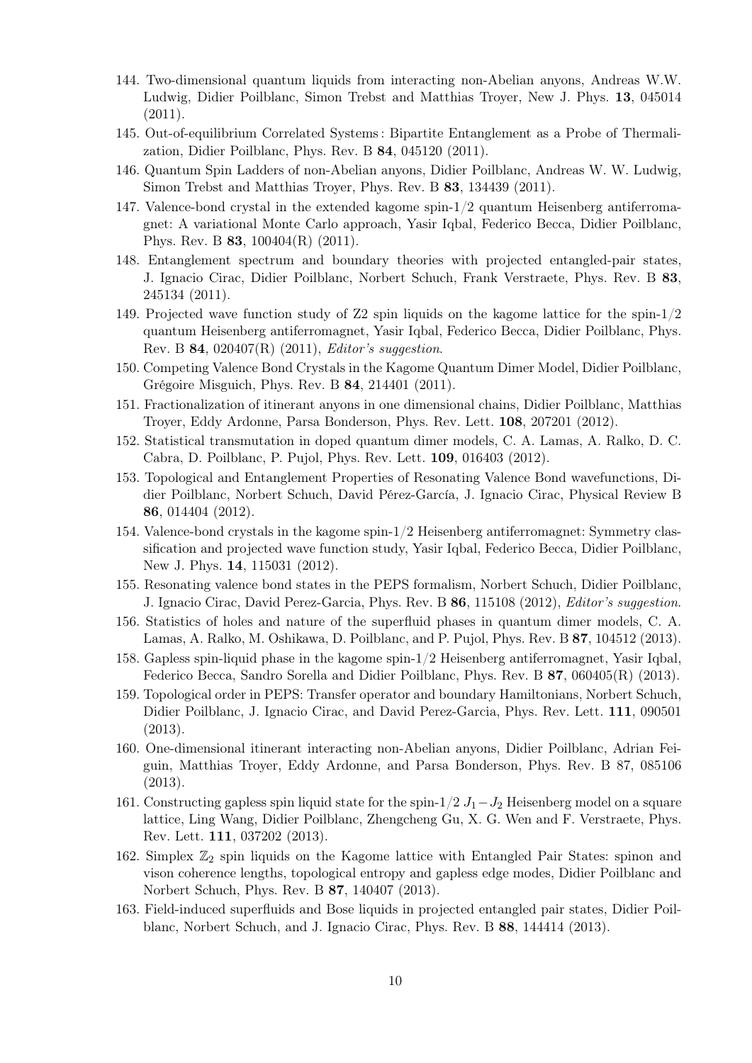144. Two-dimensional quantum liquids from interacting non-Abelian anyons, Andreas W.W. Ludwig, Didier Poilblanc, Simon Trebst and Matthias Troyer, New J. Phys. **13**, 045014 (2011).
145. Out-of-equilibrium Correlated Systems : Bipartite Entanglement as a Probe of Thermalization, Didier Poilblanc, Phys. Rev. B **84**, 045120 (2011).
146. Quantum Spin Ladders of non-Abelian anyons, Didier Poilblanc, Andreas W. W. Ludwig, Simon Trebst and Matthias Troyer, Phys. Rev. B **83**, 134439 (2011).
147. Valence-bond crystal in the extended kagome spin-1/2 quantum Heisenberg antiferromagnet: A variational Monte Carlo approach, Yasir Iqbal, Federico Becca, Didier Poilblanc, Phys. Rev. B **83**, 100404(R) (2011).
148. Entanglement spectrum and boundary theories with projected entangled-pair states, J. Ignacio Cirac, Didier Poilblanc, Norbert Schuch, Frank Verstraete, Phys. Rev. B **83**, 245134 (2011).
149. Projected wave function study of Z2 spin liquids on the kagome lattice for the spin-1/2 quantum Heisenberg antiferromagnet, Yasir Iqbal, Federico Becca, Didier Poilblanc, Phys. Rev. B **84**, 020407(R) (2011), *Editor's suggestion*.
150. Competing Valence Bond Crystals in the Kagome Quantum Dimer Model, Didier Poilblanc, Grégoire Misguich, Phys. Rev. B **84**, 214401 (2011).
151. Fractionalization of itinerant anyons in one dimensional chains, Didier Poilblanc, Matthias Troyer, Eddy Ardonne, Parsa Bonderson, Phys. Rev. Lett. **108**, 207201 (2012).
152. Statistical transmutation in doped quantum dimer models, C. A. Lamas, A. Ralko, D. C. Cabra, D. Poilblanc, P. Pujol, Phys. Rev. Lett. **109**, 016403 (2012).
153. Topological and Entanglement Properties of Resonating Valence Bond wavefunctions, Didier Poilblanc, Norbert Schuch, David Pérez-García, J. Ignacio Cirac, Physical Review B **86**, 014404 (2012).
154. Valence-bond crystals in the kagome spin-1/2 Heisenberg antiferromagnet: Symmetry classification and projected wave function study, Yasir Iqbal, Federico Becca, Didier Poilblanc, New J. Phys. **14**, 115031 (2012).
155. Resonating valence bond states in the PEPS formalism, Norbert Schuch, Didier Poilblanc, J. Ignacio Cirac, David Perez-Garcia, Phys. Rev. B **86**, 115108 (2012), *Editor's suggestion*.
156. Statistics of holes and nature of the superfluid phases in quantum dimer models, C. A. Lamas, A. Ralko, M. Oshikawa, D. Poilblanc, and P. Pujol, Phys. Rev. B **87**, 104512 (2013).
158. Gapless spin-liquid phase in the kagome spin-1/2 Heisenberg antiferromagnet, Yasir Iqbal, Federico Becca, Sandro Sorella and Didier Poilblanc, Phys. Rev. B **87**, 060405(R) (2013).
159. Topological order in PEPS: Transfer operator and boundary Hamiltonians, Norbert Schuch, Didier Poilblanc, J. Ignacio Cirac, and David Perez-Garcia, Phys. Rev. Lett. **111**, 090501 (2013).
160. One-dimensional itinerant interacting non-Abelian anyons, Didier Poilblanc, Adrian Feiguin, Matthias Troyer, Eddy Ardonne, and Parsa Bonderson, Phys. Rev. B 87, 085106 (2013).
161. Constructing gapless spin liquid state for the spin-1/2 $J_1 - J_2$ Heisenberg model on a square lattice, Ling Wang, Didier Poilblanc, Zhengcheng Gu, X. G. Wen and F. Verstraete, Phys. Rev. Lett. **111**, 037202 (2013).
162. Simplex $\mathbb{Z}_2$ spin liquids on the Kagome lattice with Entangled Pair States: spinon and vison coherence lengths, topological entropy and gapless edge modes, Didier Poilblanc and Norbert Schuch, Phys. Rev. B **87**, 140407 (2013).
163. Field-induced superfluids and Bose liquids in projected entangled pair states, Didier Poilblanc, Norbert Schuch, and J. Ignacio Cirac, Phys. Rev. B **88**, 144414 (2013).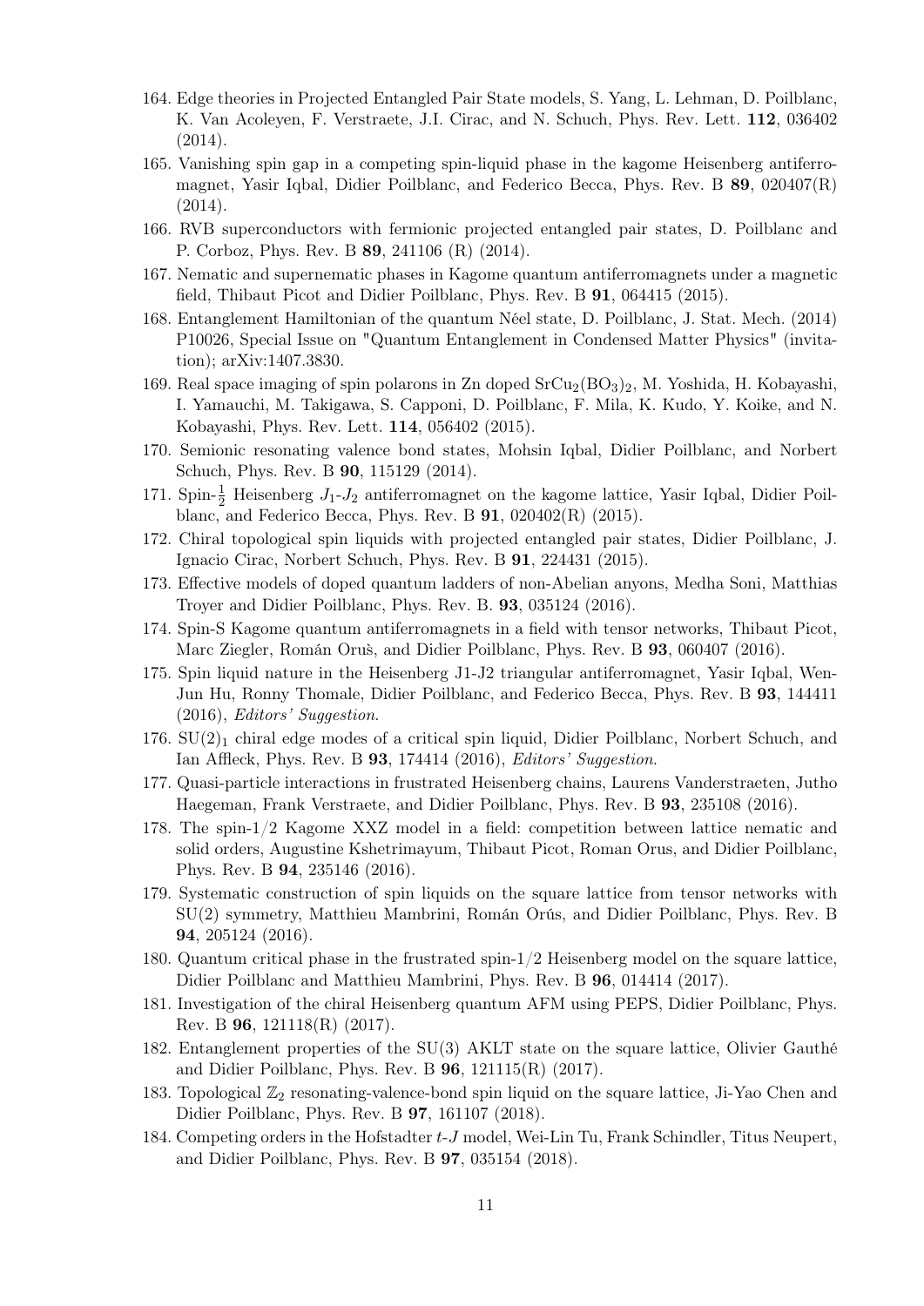164. Edge theories in Projected Entangled Pair State models, S. Yang, L. Lehman, D. Poilblanc, K. Van Acoleyen, F. Verstraete, J.I. Cirac, and N. Schuch, Phys. Rev. Lett. **112**, 036402 (2014).

165. Vanishing spin gap in a competing spin-liquid phase in the kagome Heisenberg antiferromagnet, Yasir Iqbal, Didier Poilblanc, and Federico Becca, Phys. Rev. B **89**, 020407(R) (2014).

166. RVB superconductors with fermionic projected entangled pair states, D. Poilblanc and P. Corboz, Phys. Rev. B **89**, 241106 (R) (2014).

167. Nematic and supernematic phases in Kagome quantum antiferromagnets under a magnetic field, Thibaut Picot and Didier Poilblanc, Phys. Rev. B **91**, 064415 (2015).

168. Entanglement Hamiltonian of the quantum Néel state, D. Poilblanc, J. Stat. Mech. (2014) P10026, Special Issue on "Quantum Entanglement in Condensed Matter Physics" (invitation); arXiv:1407.3830.

169. Real space imaging of spin polarons in Zn doped $SrCu_2(BO_3)_2$, M. Yoshida, H. Kobayashi, I. Yamauchi, M. Takigawa, S. Capponi, D. Poilblanc, F. Mila, K. Kudo, Y. Koike, and N. Kobayashi, Phys. Rev. Lett. **114**, 056402 (2015).

170. Semionic resonating valence bond states, Mohsin Iqbal, Didier Poilblanc, and Norbert Schuch, Phys. Rev. B **90**, 115129 (2014).

171. Spin-$\frac{1}{2}$ Heisenberg $J_1$-$J_2$ antiferromagnet on the kagome lattice, Yasir Iqbal, Didier Poilblanc, and Federico Becca, Phys. Rev. B **91**, 020402(R) (2015).

172. Chiral topological spin liquids with projected entangled pair states, Didier Poilblanc, J. Ignacio Cirac, Norbert Schuch, Phys. Rev. B **91**, 224431 (2015).

173. Effective models of doped quantum ladders of non-Abelian anyons, Medha Soni, Matthias Troyer and Didier Poilblanc, Phys. Rev. B. **93**, 035124 (2016).

174. Spin-S Kagome quantum antiferromagnets in a field with tensor networks, Thibaut Picot, Marc Ziegler, Román Orùs, and Didier Poilblanc, Phys. Rev. B **93**, 060407 (2016).

175. Spin liquid nature in the Heisenberg J1-J2 triangular antiferromagnet, Yasir Iqbal, Wen-Jun Hu, Ronny Thomale, Didier Poilblanc, and Federico Becca, Phys. Rev. B **93**, 144411 (2016), *Editors' Suggestion*.

176. $SU(2)_1$ chiral edge modes of a critical spin liquid, Didier Poilblanc, Norbert Schuch, and Ian Affleck, Phys. Rev. B **93**, 174414 (2016), *Editors' Suggestion*.

177. Quasi-particle interactions in frustrated Heisenberg chains, Laurens Vanderstraeten, Jutho Haegeman, Frank Verstraete, and Didier Poilblanc, Phys. Rev. B **93**, 235108 (2016).

178. The spin-1/2 Kagome XXZ model in a field: competition between lattice nematic and solid orders, Augustine Kshetrimayum, Thibaut Picot, Roman Orus, and Didier Poilblanc, Phys. Rev. B **94**, 235146 (2016).

179. Systematic construction of spin liquids on the square lattice from tensor networks with SU(2) symmetry, Matthieu Mambrini, Román Orús, and Didier Poilblanc, Phys. Rev. B **94**, 205124 (2016).

180. Quantum critical phase in the frustrated spin-1/2 Heisenberg model on the square lattice, Didier Poilblanc and Matthieu Mambrini, Phys. Rev. B **96**, 014414 (2017).

181. Investigation of the chiral Heisenberg quantum AFM using PEPS, Didier Poilblanc, Phys. Rev. B **96**, 121118(R) (2017).

182. Entanglement properties of the SU(3) AKLT state on the square lattice, Olivier Gauthé and Didier Poilblanc, Phys. Rev. B **96**, 121115(R) (2017).

183. Topological $\mathbb{Z}_2$ resonating-valence-bond spin liquid on the square lattice, Ji-Yao Chen and Didier Poilblanc, Phys. Rev. B **97**, 161107 (2018).

184. Competing orders in the Hofstadter $t$-$J$ model, Wei-Lin Tu, Frank Schindler, Titus Neupert, and Didier Poilblanc, Phys. Rev. B **97**, 035154 (2018).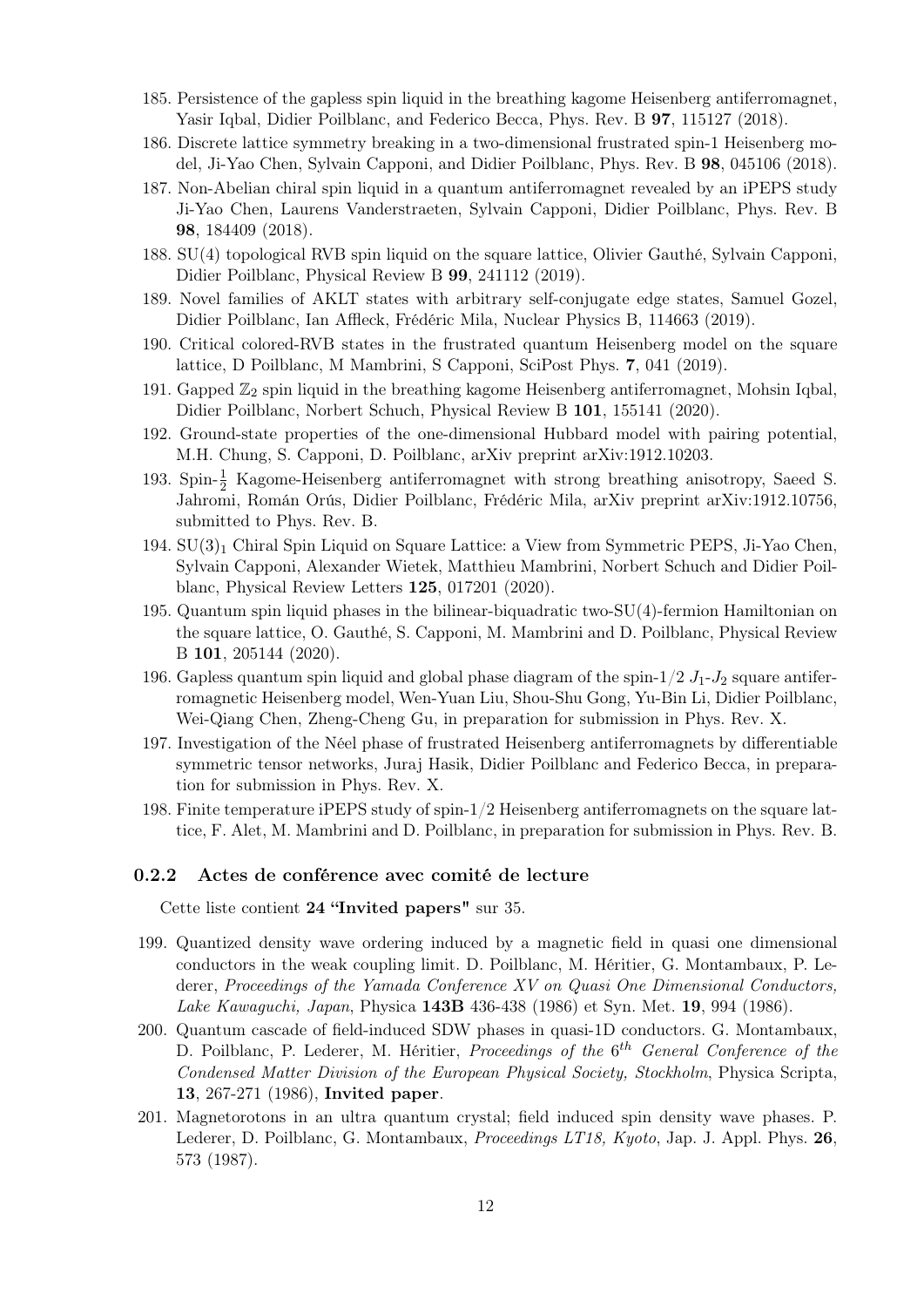185. Persistence of the gapless spin liquid in the breathing kagome Heisenberg antiferromagnet, Yasir Iqbal, Didier Poilblanc, and Federico Becca, Phys. Rev. B **97**, 115127 (2018).
186. Discrete lattice symmetry breaking in a two-dimensional frustrated spin-1 Heisenberg model, Ji-Yao Chen, Sylvain Capponi, and Didier Poilblanc, Phys. Rev. B **98**, 045106 (2018).
187. Non-Abelian chiral spin liquid in a quantum antiferromagnet revealed by an iPEPS study Ji-Yao Chen, Laurens Vanderstraeten, Sylvain Capponi, Didier Poilblanc, Phys. Rev. B **98**, 184409 (2018).
188. SU(4) topological RVB spin liquid on the square lattice, Olivier Gauthé, Sylvain Capponi, Didier Poilblanc, Physical Review B **99**, 241112 (2019).
189. Novel families of AKLT states with arbitrary self-conjugate edge states, Samuel Gozel, Didier Poilblanc, Ian Affleck, Frédéric Mila, Nuclear Physics B, 114663 (2019).
190. Critical colored-RVB states in the frustrated quantum Heisenberg model on the square lattice, D Poilblanc, M Mambrini, S Capponi, SciPost Phys. **7**, 041 (2019).
191. Gapped $\mathbb{Z}_2$ spin liquid in the breathing kagome Heisenberg antiferromagnet, Mohsin Iqbal, Didier Poilblanc, Norbert Schuch, Physical Review B **101**, 155141 (2020).
192. Ground-state properties of the one-dimensional Hubbard model with pairing potential, M.H. Chung, S. Capponi, D. Poilblanc, arXiv preprint arXiv:1912.10203.
193. Spin-$\frac{1}{2}$ Kagome-Heisenberg antiferromagnet with strong breathing anisotropy, Saeed S. Jahromi, Román Orús, Didier Poilblanc, Frédéric Mila, arXiv preprint arXiv:1912.10756, submitted to Phys. Rev. B.
194. $SU(3)_1$ Chiral Spin Liquid on Square Lattice: a View from Symmetric PEPS, Ji-Yao Chen, Sylvain Capponi, Alexander Wietek, Matthieu Mambrini, Norbert Schuch and Didier Poilblanc, Physical Review Letters **125**, 017201 (2020).
195. Quantum spin liquid phases in the bilinear-biquadratic two-SU(4)-fermion Hamiltonian on the square lattice, O. Gauthé, S. Capponi, M. Mambrini and D. Poilblanc, Physical Review B **101**, 205144 (2020).
196. Gapless quantum spin liquid and global phase diagram of the spin-1/2 $J_1$-$J_2$ square antiferromagnetic Heisenberg model, Wen-Yuan Liu, Shou-Shu Gong, Yu-Bin Li, Didier Poilblanc, Wei-Qiang Chen, Zheng-Cheng Gu, in preparation for submission in Phys. Rev. X.
197. Investigation of the Néel phase of frustrated Heisenberg antiferromagnets by differentiable symmetric tensor networks, Juraj Hasik, Didier Poilblanc and Federico Becca, in preparation for submission in Phys. Rev. X.
198. Finite temperature iPEPS study of spin-1/2 Heisenberg antiferromagnets on the square lattice, F. Alet, M. Mambrini and D. Poilblanc, in preparation for submission in Phys. Rev. B.

### 0.2.2 Actes de conférence avec comité de lecture

Cette liste contient **24 "Invited papers"** sur 35.

199. Quantized density wave ordering induced by a magnetic field in quasi one dimensional conductors in the weak coupling limit. D. Poilblanc, M. Héritier, G. Montambaux, P. Lederer, *Proceedings of the Yamada Conference XV on Quasi One Dimensional Conductors, Lake Kawaguchi, Japan*, Physica **143B** 436-438 (1986) et Syn. Met. **19**, 994 (1986).
200. Quantum cascade of field-induced SDW phases in quasi-1D conductors. G. Montambaux, D. Poilblanc, P. Lederer, M. Héritier, *Proceedings of the $6^{th}$ General Conference of the Condensed Matter Division of the European Physical Society, Stockholm*, Physica Scripta, **13**, 267-271 (1986), **Invited paper**.
201. Magnetorotons in an ultra quantum crystal; field induced spin density wave phases. P. Lederer, D. Poilblanc, G. Montambaux, *Proceedings LT18, Kyoto*, Jap. J. Appl. Phys. **26**, 573 (1987).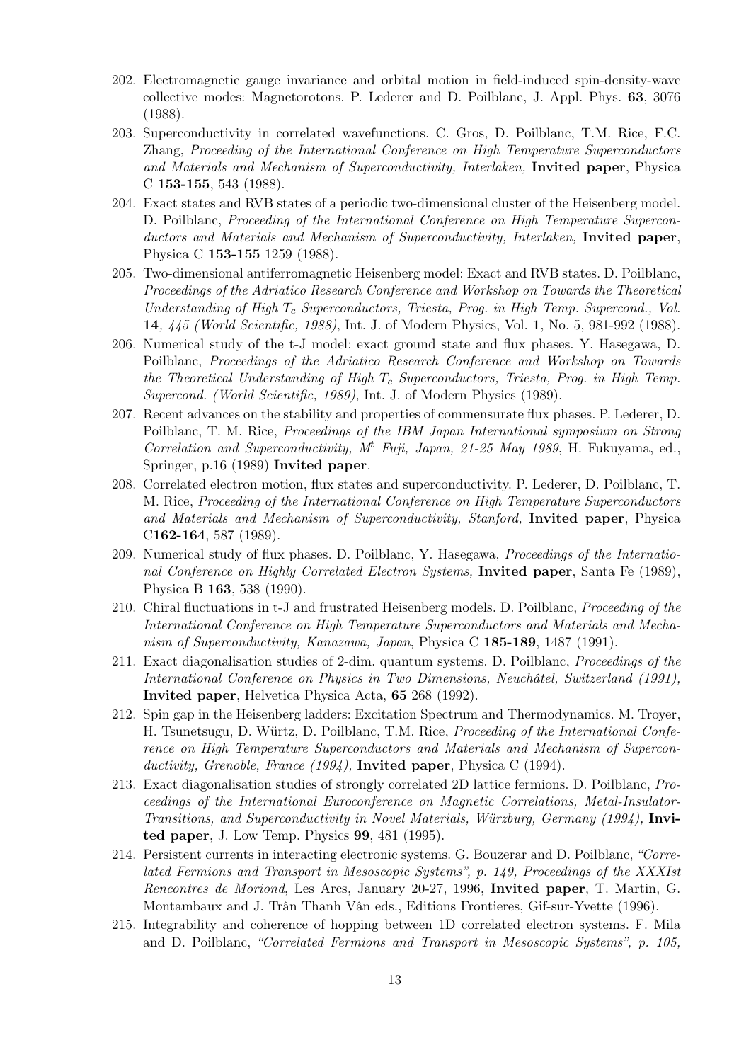202. Electromagnetic gauge invariance and orbital motion in field-induced spin-density-wave collective modes: Magnetorotons. P. Lederer and D. Poilblanc, J. Appl. Phys. **63**, 3076 (1988).
203. Superconductivity in correlated wavefunctions. C. Gros, D. Poilblanc, T.M. Rice, F.C. Zhang, *Proceeding of the International Conference on High Temperature Superconductors and Materials and Mechanism of Superconductivity, Interlaken,* **Invited paper**, Physica C **153-155**, 543 (1988).
204. Exact states and RVB states of a periodic two-dimensional cluster of the Heisenberg model. D. Poilblanc, *Proceeding of the International Conference on High Temperature Superconductors and Materials and Mechanism of Superconductivity, Interlaken,* **Invited paper**, Physica C **153-155** 1259 (1988).
205. Two-dimensional antiferromagnetic Heisenberg model: Exact and RVB states. D. Poilblanc, *Proceedings of the Adriatico Research Conference and Workshop on Towards the Theoretical Understanding of High $T_c$ Superconductors, Triesta, Prog. in High Temp. Supercond., Vol.* **14***, 445 (World Scientific, 1988)*, Int. J. of Modern Physics, Vol. **1**, No. 5, 981-992 (1988).
206. Numerical study of the t-J model: exact ground state and flux phases. Y. Hasegawa, D. Poilblanc, *Proceedings of the Adriatico Research Conference and Workshop on Towards the Theoretical Understanding of High $T_c$ Superconductors, Triesta, Prog. in High Temp. Supercond. (World Scientific, 1989)*, Int. J. of Modern Physics (1989).
207. Recent advances on the stability and properties of commensurate flux phases. P. Lederer, D. Poilblanc, T. M. Rice, *Proceedings of the IBM Japan International symposium on Strong Correlation and Superconductivity, M$^t$ Fuji, Japan, 21-25 May 1989*, H. Fukuyama, ed., Springer, p.16 (1989) **Invited paper**.
208. Correlated electron motion, flux states and superconductivity. P. Lederer, D. Poilblanc, T. M. Rice, *Proceeding of the International Conference on High Temperature Superconductors and Materials and Mechanism of Superconductivity, Stanford,* **Invited paper**, Physica C**162-164**, 587 (1989).
209. Numerical study of flux phases. D. Poilblanc, Y. Hasegawa, *Proceedings of the International Conference on Highly Correlated Electron Systems,* **Invited paper**, Santa Fe (1989), Physica B **163**, 538 (1990).
210. Chiral fluctuations in t-J and frustrated Heisenberg models. D. Poilblanc, *Proceeding of the International Conference on High Temperature Superconductors and Materials and Mechanism of Superconductivity, Kanazawa, Japan*, Physica C **185-189**, 1487 (1991).
211. Exact diagonalisation studies of 2-dim. quantum systems. D. Poilblanc, *Proceedings of the International Conference on Physics in Two Dimensions, Neuchâtel, Switzerland (1991),* **Invited paper**, Helvetica Physica Acta, **65** 268 (1992).
212. Spin gap in the Heisenberg ladders: Excitation Spectrum and Thermodynamics. M. Troyer, H. Tsunetsugu, D. Würtz, D. Poilblanc, T.M. Rice, *Proceeding of the International Conference on High Temperature Superconductors and Materials and Mechanism of Superconductivity, Grenoble, France (1994),* **Invited paper**, Physica C (1994).
213. Exact diagonalisation studies of strongly correlated 2D lattice fermions. D. Poilblanc, *Proceedings of the International Euroconference on Magnetic Correlations, Metal-Insulator-Transitions, and Superconductivity in Novel Materials, Würzburg, Germany (1994),* **Invited paper**, J. Low Temp. Physics **99**, 481 (1995).
214. Persistent currents in interacting electronic systems. G. Bouzerar and D. Poilblanc, *"Correlated Fermions and Transport in Mesoscopic Systems", p. 149, Proceedings of the XXXIst Rencontres de Moriond*, Les Arcs, January 20-27, 1996, **Invited paper**, T. Martin, G. Montambaux and J. Trân Thanh Vân eds., Editions Frontieres, Gif-sur-Yvette (1996).
215. Integrability and coherence of hopping between 1D correlated electron systems. F. Mila and D. Poilblanc, *"Correlated Fermions and Transport in Mesoscopic Systems", p. 105,*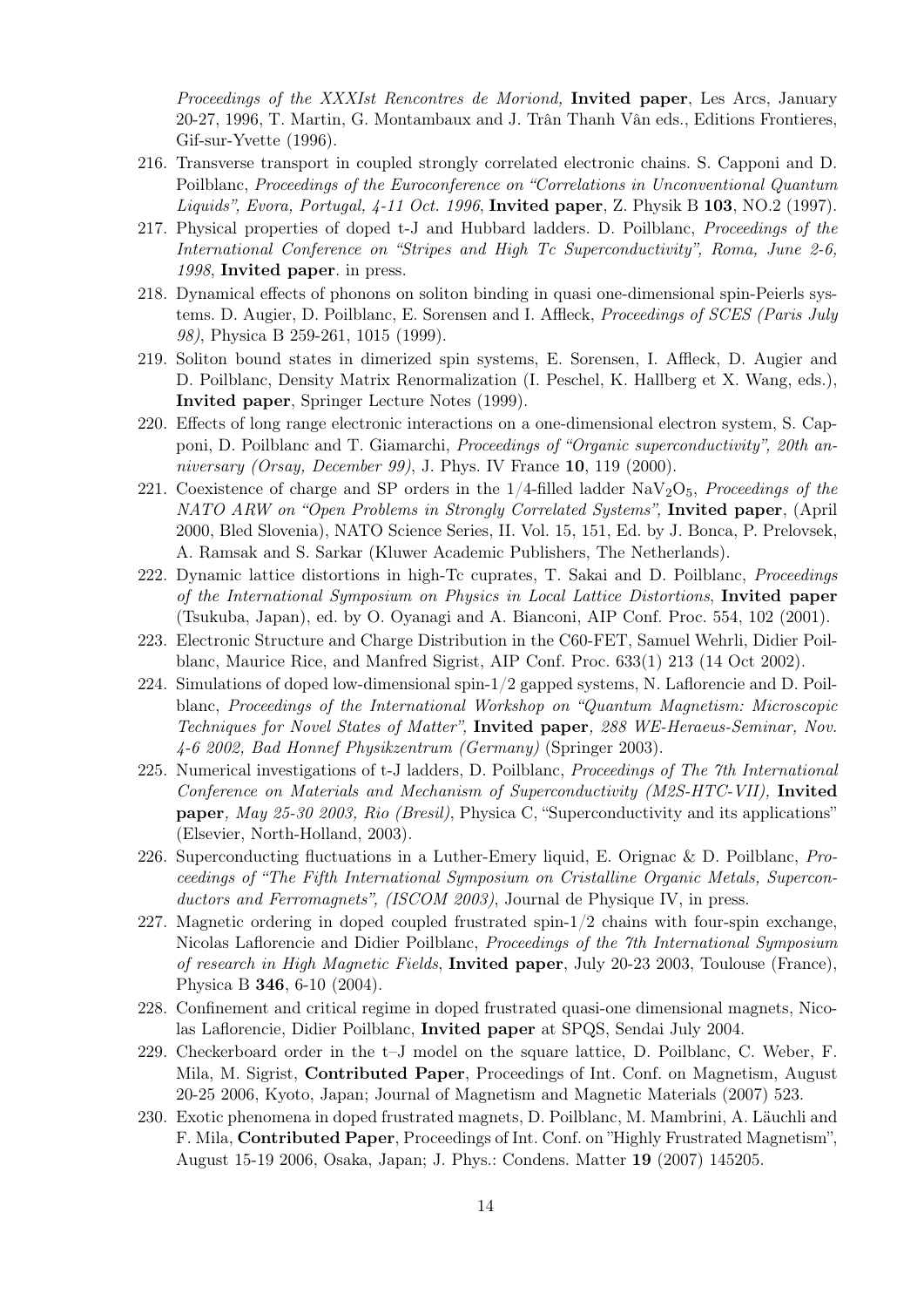*Proceedings of the XXXIst Rencontres de Moriond,* **Invited paper**, Les Arcs, January 20-27, 1996, T. Martin, G. Montambaux and J. Trân Thanh Vân eds., Editions Frontieres, Gif-sur-Yvette (1996).

216. Transverse transport in coupled strongly correlated electronic chains. S. Capponi and D. Poilblanc, *Proceedings of the Euroconference on "Correlations in Unconventional Quantum Liquids", Evora, Portugal, 4-11 Oct. 1996*, **Invited paper**, Z. Physik B **103**, NO.2 (1997).
217. Physical properties of doped t-J and Hubbard ladders. D. Poilblanc, *Proceedings of the International Conference on "Stripes and High Tc Superconductivity", Roma, June 2-6, 1998*, **Invited paper**. in press.
218. Dynamical effects of phonons on soliton binding in quasi one-dimensional spin-Peierls systems. D. Augier, D. Poilblanc, E. Sorensen and I. Affleck, *Proceedings of SCES (Paris July 98)*, Physica B 259-261, 1015 (1999).
219. Soliton bound states in dimerized spin systems, E. Sorensen, I. Affleck, D. Augier and D. Poilblanc, Density Matrix Renormalization (I. Peschel, K. Hallberg et X. Wang, eds.), **Invited paper**, Springer Lecture Notes (1999).
220. Effects of long range electronic interactions on a one-dimensional electron system, S. Capponi, D. Poilblanc and T. Giamarchi, *Proceedings of "Organic superconductivity", 20th anniversary (Orsay, December 99)*, J. Phys. IV France **10**, 119 (2000).
221. Coexistence of charge and SP orders in the 1/4-filled ladder $NaV_2O_5$, *Proceedings of the NATO ARW on "Open Problems in Strongly Correlated Systems",* **Invited paper**, (April 2000, Bled Slovenia), NATO Science Series, II. Vol. 15, 151, Ed. by J. Bonca, P. Prelovsek, A. Ramsak and S. Sarkar (Kluwer Academic Publishers, The Netherlands).
222. Dynamic lattice distortions in high-Tc cuprates, T. Sakai and D. Poilblanc, *Proceedings of the International Symposium on Physics in Local Lattice Distortions*, **Invited paper** (Tsukuba, Japan), ed. by O. Oyanagi and A. Bianconi, AIP Conf. Proc. 554, 102 (2001).
223. Electronic Structure and Charge Distribution in the C60-FET, Samuel Wehrli, Didier Poilblanc, Maurice Rice, and Manfred Sigrist, AIP Conf. Proc. 633(1) 213 (14 Oct 2002).
224. Simulations of doped low-dimensional spin-1/2 gapped systems, N. Laflorencie and D. Poilblanc, *Proceedings of the International Workshop on "Quantum Magnetism: Microscopic Techniques for Novel States of Matter",* **Invited paper***, 288 WE-Heraeus-Seminar, Nov. 4-6 2002, Bad Honnef Physikzentrum (Germany)* (Springer 2003).
225. Numerical investigations of t-J ladders, D. Poilblanc, *Proceedings of The 7th International Conference on Materials and Mechanism of Superconductivity (M2S-HTC-VII),* **Invited paper***, May 25-30 2003, Rio (Bresil)*, Physica C, "Superconductivity and its applications" (Elsevier, North-Holland, 2003).
226. Superconducting fluctuations in a Luther-Emery liquid, E. Orignac & D. Poilblanc, *Proceedings of "The Fifth International Symposium on Cristalline Organic Metals, Superconductors and Ferromagnets", (ISCOM 2003)*, Journal de Physique IV, in press.
227. Magnetic ordering in doped coupled frustrated spin-1/2 chains with four-spin exchange, Nicolas Laflorencie and Didier Poilblanc, *Proceedings of the 7th International Symposium of research in High Magnetic Fields*, **Invited paper**, July 20-23 2003, Toulouse (France), Physica B **346**, 6-10 (2004).
228. Confinement and critical regime in doped frustrated quasi-one dimensional magnets, Nicolas Laflorencie, Didier Poilblanc, **Invited paper** at SPQS, Sendai July 2004.
229. Checkerboard order in the t–J model on the square lattice, D. Poilblanc, C. Weber, F. Mila, M. Sigrist, **Contributed Paper**, Proceedings of Int. Conf. on Magnetism, August 20-25 2006, Kyoto, Japan; Journal of Magnetism and Magnetic Materials (2007) 523.
230. Exotic phenomena in doped frustrated magnets, D. Poilblanc, M. Mambrini, A. Läuchli and F. Mila, **Contributed Paper**, Proceedings of Int. Conf. on "Highly Frustrated Magnetism", August 15-19 2006, Osaka, Japan; J. Phys.: Condens. Matter **19** (2007) 145205.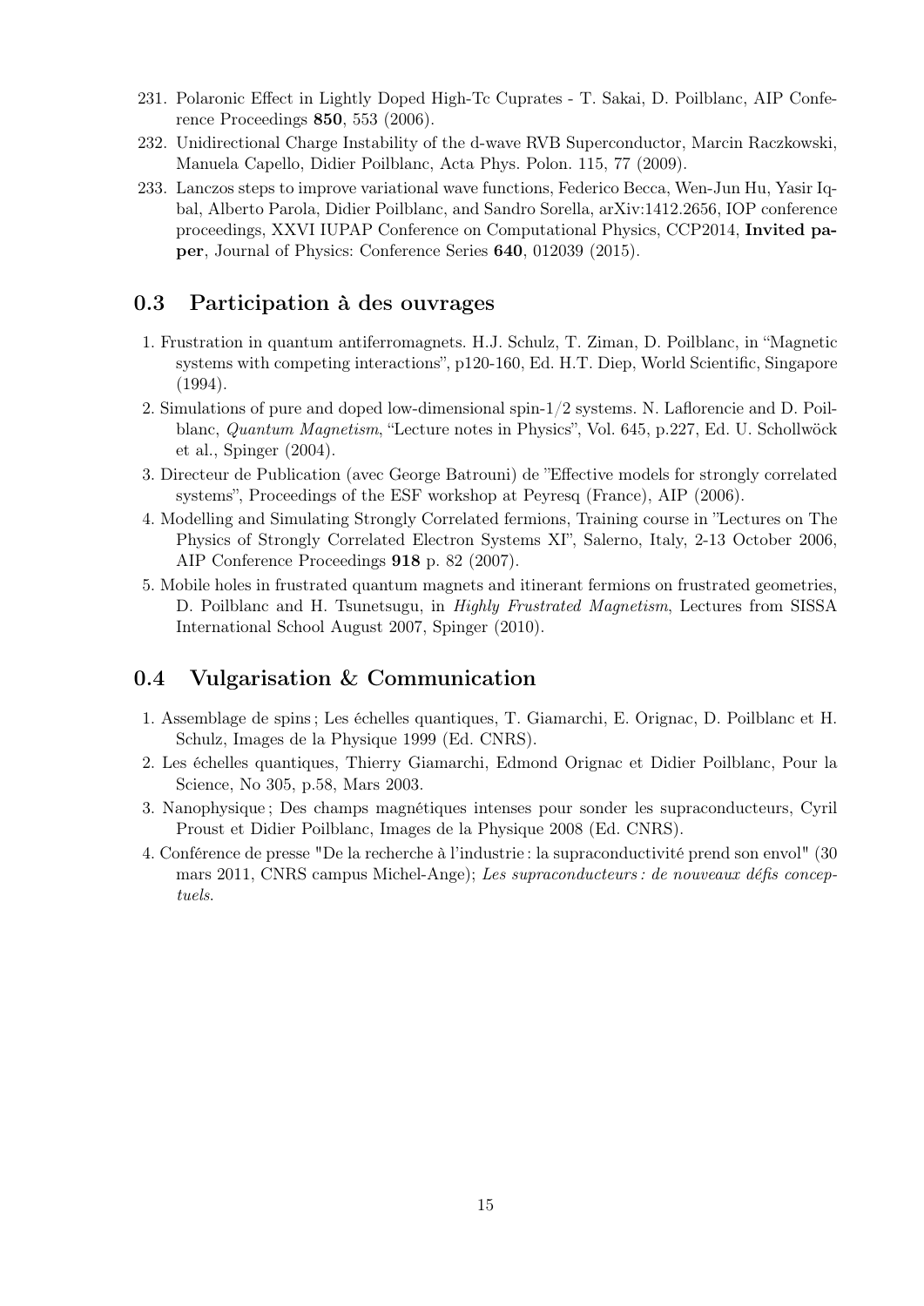231. Polaronic Effect in Lightly Doped High-Tc Cuprates - T. Sakai, D. Poilblanc, AIP Conference Proceedings **850**, 553 (2006).
232. Unidirectional Charge Instability of the d-wave RVB Superconductor, Marcin Raczkowski, Manuela Capello, Didier Poilblanc, Acta Phys. Polon. 115, 77 (2009).
233. Lanczos steps to improve variational wave functions, Federico Becca, Wen-Jun Hu, Yasir Iqbal, Alberto Parola, Didier Poilblanc, and Sandro Sorella, arXiv:1412.2656, IOP conference proceedings, XXVI IUPAP Conference on Computational Physics, CCP2014, **Invited paper**, Journal of Physics: Conference Series **640**, 012039 (2015).

## 0.3 Participation à des ouvrages

1. Frustration in quantum antiferromagnets. H.J. Schulz, T. Ziman, D. Poilblanc, in "Magnetic systems with competing interactions", p120-160, Ed. H.T. Diep, World Scientific, Singapore (1994).
2. Simulations of pure and doped low-dimensional spin-1/2 systems. N. Laflorencie and D. Poilblanc, *Quantum Magnetism*, "Lecture notes in Physics", Vol. 645, p.227, Ed. U. Schollwöck et al., Spinger (2004).
3. Directeur de Publication (avec George Batrouni) de "Effective models for strongly correlated systems", Proceedings of the ESF workshop at Peyresq (France), AIP (2006).
4. Modelling and Simulating Strongly Correlated fermions, Training course in "Lectures on The Physics of Strongly Correlated Electron Systems XI", Salerno, Italy, 2-13 October 2006, AIP Conference Proceedings **918** p. 82 (2007).
5. Mobile holes in frustrated quantum magnets and itinerant fermions on frustrated geometries, D. Poilblanc and H. Tsunetsugu, in *Highly Frustrated Magnetism*, Lectures from SISSA International School August 2007, Spinger (2010).

## 0.4 Vulgarisation & Communication

1. Assemblage de spins ; Les échelles quantiques, T. Giamarchi, E. Orignac, D. Poilblanc et H. Schulz, Images de la Physique 1999 (Ed. CNRS).
2. Les échelles quantiques, Thierry Giamarchi, Edmond Orignac et Didier Poilblanc, Pour la Science, No 305, p.58, Mars 2003.
3. Nanophysique ; Des champs magnétiques intenses pour sonder les supraconducteurs, Cyril Proust et Didier Poilblanc, Images de la Physique 2008 (Ed. CNRS).
4. Conférence de presse "De la recherche à l'industrie : la supraconductivité prend son envol" (30 mars 2011, CNRS campus Michel-Ange); *Les supraconducteurs : de nouveaux défis conceptuels*.